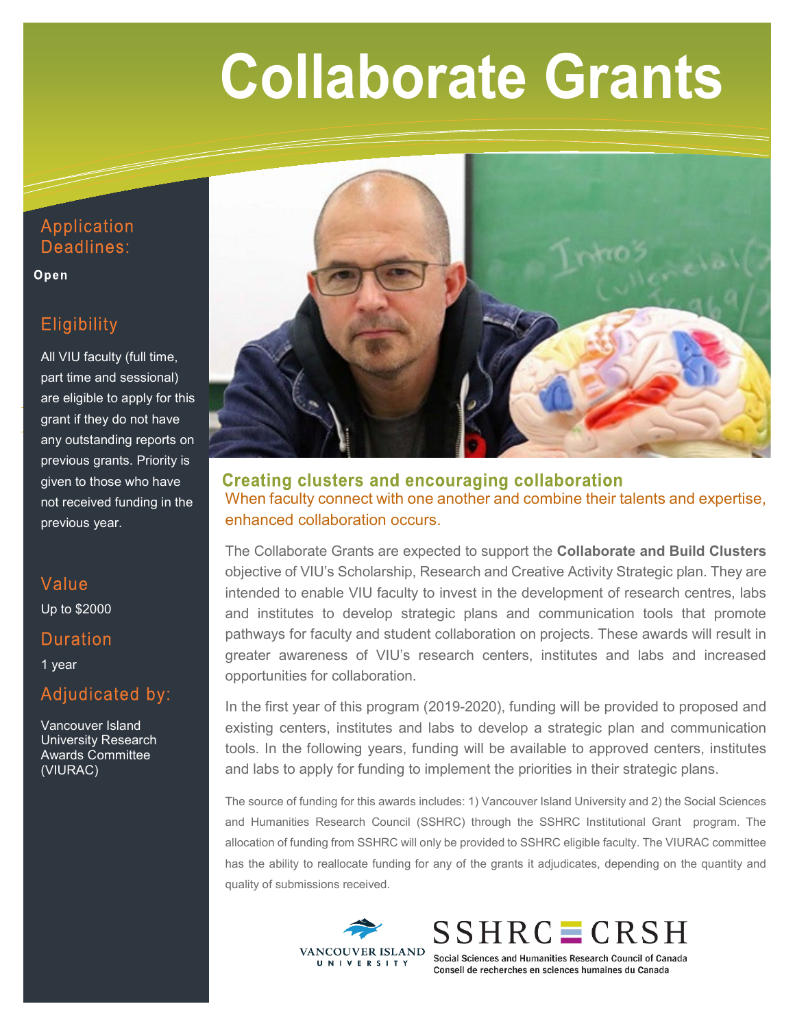# Collaborate Grants

## Application Deadlines:

**Open**

## Eligibility

All VIU faculty (full time, part time and sessional) are eligible to apply for this grant if they do not have any outstanding reports on previous grants. Priority is given to those who have not received funding in the previous year.

## Value

Up to $2000

## Duration

1 year

## Adjudicated by:

Vancouver Island University Research Awards Committee (VIURAC)

## Creating clusters and encouraging collaboration

When faculty connect with one another and combine their talents and expertise, enhanced collaboration occurs.

The Collaborate Grants are expected to support the **Collaborate and Build Clusters** objective of VIU's Scholarship, Research and Creative Activity Strategic plan. They are intended to enable VIU faculty to invest in the development of research centres, labs and institutes to develop strategic plans and communication tools that promote pathways for faculty and student collaboration on projects. These awards will result in greater awareness of VIU's research centers, institutes and labs and increased opportunities for collaboration.

In the first year of this program (2019-2020), funding will be provided to proposed and existing centers, institutes and labs to develop a strategic plan and communication tools. In the following years, funding will be available to approved centers, institutes and labs to apply for funding to implement the priorities in their strategic plans.

The source of funding for this awards includes: 1) Vancouver Island University and 2) the Social Sciences and Humanities Research Council (SSHRC) through the SSHRC Institutional Grant program. The allocation of funding from SSHRC will only be provided to SSHRC eligible faculty. The VIURAC committee has the ability to reallocate funding for any of the grants it adjudicates, depending on the quantity and quality of submissions received.

VANCOUVER ISLAND UNIVERSITY

SSHRC CRSH

Social Sciences and Humanities Research Council of Canada
Conseil de recherches en sciences humaines du Canada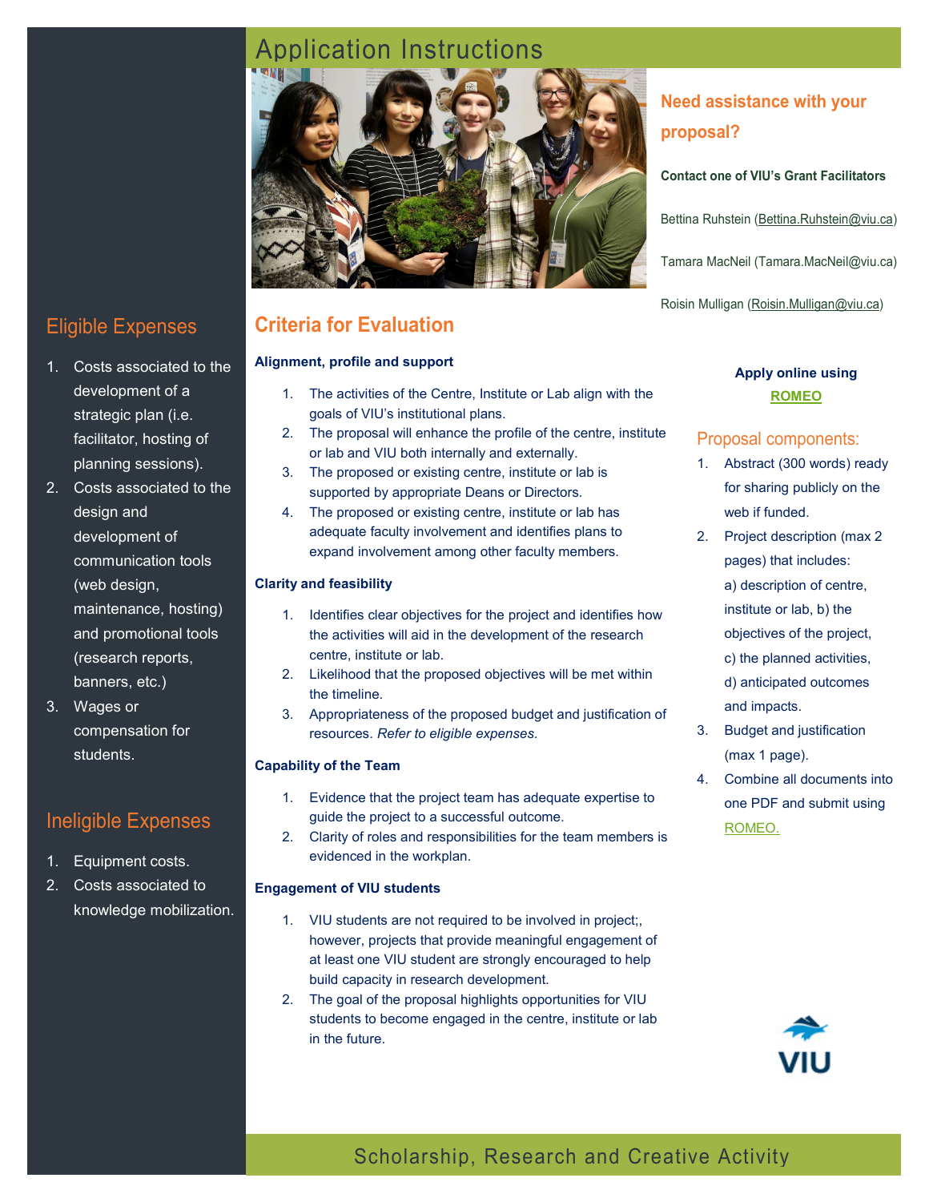# Application Instructions

## Need assistance with your proposal?

**Contact one of VIU's Grant Facilitators**

Bettina Ruhstein (Bettina.Ruhstein@viu.ca)

Tamara MacNeil (Tamara.MacNeil@viu.ca)

Roisin Mulligan (Roisin.Mulligan@viu.ca)

## Criteria for Evaluation

**Alignment, profile and support**

1. The activities of the Centre, Institute or Lab align with the goals of VIU's institutional plans.
2. The proposal will enhance the profile of the centre, institute or lab and VIU both internally and externally.
3. The proposed or existing centre, institute or lab is supported by appropriate Deans or Directors.
4. The proposed or existing centre, institute or lab has adequate faculty involvement and identifies plans to expand involvement among other faculty members.

**Clarity and feasibility**

1. Identifies clear objectives for the project and identifies how the activities will aid in the development of the research centre, institute or lab.
2. Likelihood that the proposed objectives will be met within the timeline.
3. Appropriateness of the proposed budget and justification of resources. *Refer to eligible expenses.*

**Capability of the Team**

1. Evidence that the project team has adequate expertise to guide the project to a successful outcome.
2. Clarity of roles and responsibilities for the team members is evidenced in the workplan.

**Engagement of VIU students**

1. VIU students are not required to be involved in project;, however, projects that provide meaningful engagement of at least one VIU student are strongly encouraged to help build capacity in research development.
2. The goal of the proposal highlights opportunities for VIU students to become engaged in the centre, institute or lab in the future.

## Eligible Expenses

1. Costs associated to the development of a strategic plan (i.e. facilitator, hosting of planning sessions).
2. Costs associated to the design and development of communication tools (web design, maintenance, hosting) and promotional tools (research reports, banners, etc.)
3. Wages or compensation for students.

## Ineligible Expenses

1. Equipment costs.
2. Costs associated to knowledge mobilization.

**Apply online using ROMEO**

## Proposal components:

1. Abstract (300 words) ready for sharing publicly on the web if funded.
2. Project description (max 2 pages) that includes: a) description of centre, institute or lab, b) the objectives of the project, c) the planned activities, d) anticipated outcomes and impacts.
3. Budget and justification (max 1 page).
4. Combine all documents into one PDF and submit using ROMEO.

VIU

Scholarship, Research and Creative Activity